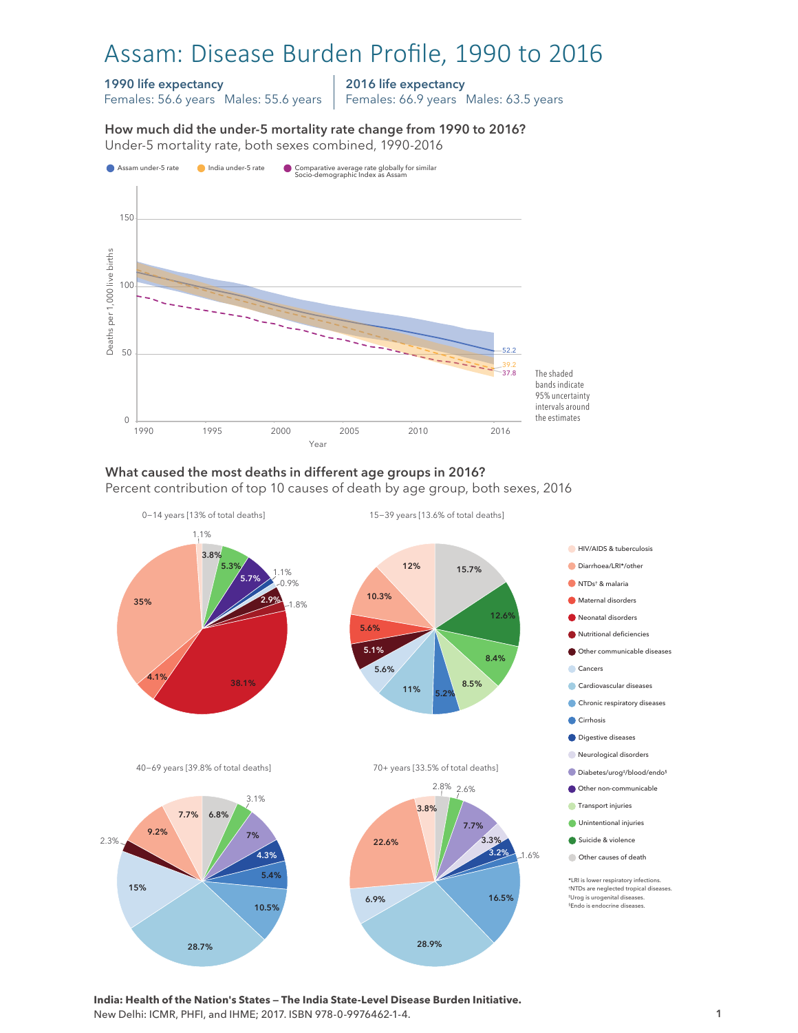# Assam: Disease Burden Profile, 1990 to 2016

**1990 life expectancy**
Females: 56.6 years   Males: 55.6 years

**2016 life expectancy**
Females: 66.9 years   Males: 63.5 years

### How much did the under-5 mortality rate change from 1990 to 2016?

Under-5 mortality rate, both sexes combined, 1990-2016

- Assam under-5 rate
- India under-5 rate
- Comparative average rate globally for similar Socio-demographic Index as Assam

Deaths per 1,000 live births (0–150); Year (1990–2016)

2016 values: Assam 52.2; India 39.2; Comparative 37.8

The shaded bands indicate 95% uncertainty intervals around the estimates

### What caused the most deaths in different age groups in 2016?

Percent contribution of top 10 causes of death by age group, both sexes, 2016

**0–14 years [13% of total deaths]**

| Cause | % |
|---|---|
| Neonatal disorders | 38.1% |
| Diarrhoea/LRI*/other | 35% |
| Other non-communicable | 5.7% |
| Unintentional injuries | 5.3% |
| NTDs† & malaria | 4.1% |
| Other causes of death | 3.8% |
| Other communicable diseases | 2.9% |
| Nutritional deficiencies | 1.8% |
| HIV/AIDS & tuberculosis | 1.1% |
| Digestive diseases | 1.1% |
| Cancers | 0.9% |

**15–39 years [13.6% of total deaths]**

| Cause | % |
|---|---|
| Other causes of death | 15.7% |
| Suicide & violence | 12.6% |
| HIV/AIDS & tuberculosis | 12% |
| Cardiovascular diseases | 11% |
| Diarrhoea/LRI*/other | 10.3% |
| Transport injuries | 8.5% |
| Unintentional injuries | 8.4% |
| Maternal disorders | 5.6% |
| Cancers | 5.6% |
| Cirrhosis | 5.2% |
| Other communicable diseases | 5.1% |

**40–69 years [39.8% of total deaths]**

| Cause | % |
|---|---|
| Cardiovascular diseases | 28.7% |
| Cancers | 15% |
| Chronic respiratory diseases | 10.5% |
| Diarrhoea/LRI*/other | 9.2% |
| HIV/AIDS & tuberculosis | 7.7% |
| Diabetes/urog‡/blood/endo§ | 7% |
| Other causes of death | 6.8% |
| Cirrhosis | 5.4% |
| Digestive diseases | 4.3% |
| Unintentional injuries | 3.1% |
| Other communicable diseases | 2.3% |

**70+ years [33.5% of total deaths]**

| Cause | % |
|---|---|
| Cardiovascular diseases | 28.9% |
| Diarrhoea/LRI*/other | 22.6% |
| Chronic respiratory diseases | 16.5% |
| Diabetes/urog‡/blood/endo§ | 7.7% |
| Cancers | 6.9% |
| HIV/AIDS & tuberculosis | 3.8% |
| Neurological disorders | 3.3% |
| Digestive diseases | 3.2% |
| Other causes of death | 2.8% |
| Unintentional injuries | 2.6% |
| Cirrhosis | 1.6% |

*LRI is lower respiratory infections.
†NTDs are neglected tropical diseases.
‡Urog is urogenital diseases.
§Endo is endocrine diseases.

**India: Health of the Nation's States — The India State-Level Disease Burden Initiative.**
New Delhi: ICMR, PHFI, and IHME; 2017. ISBN 978-0-9976462-1-4.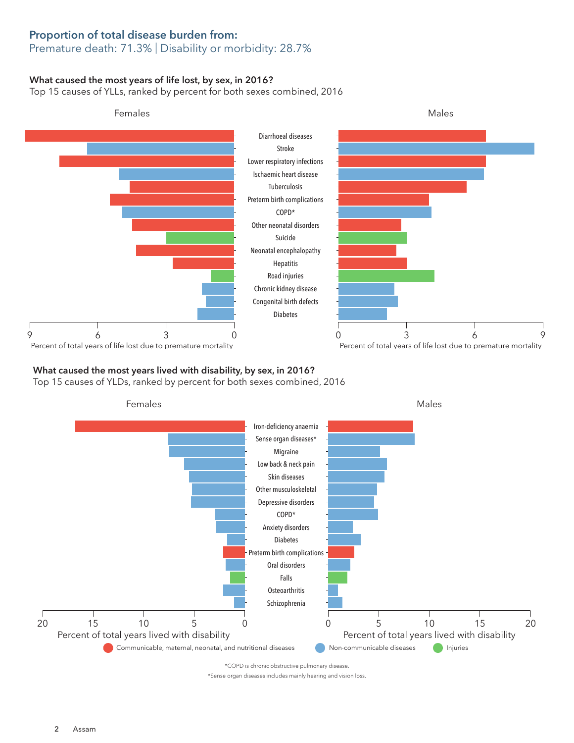## Proportion of total disease burden from:

Premature death: 71.3% | Disability or morbidity: 28.7%

### What caused the most years of life lost, by sex, in 2016?

Top 15 causes of YLLs, ranked by percent for both sexes combined, 2016

Females | Males

- Diarrhoeal diseases
- Stroke
- Lower respiratory infections
- Ischaemic heart disease
- Tuberculosis
- Preterm birth complications
- COPD*
- Other neonatal disorders
- Suicide
- Neonatal encephalopathy
- Hepatitis
- Road injuries
- Chronic kidney disease
- Congenital birth defects
- Diabetes

Percent of total years of life lost due to premature mortality (axis: 0, 3, 6, 9)

### What caused the most years lived with disability, by sex, in 2016?

Top 15 causes of YLDs, ranked by percent for both sexes combined, 2016

Females | Males

- Iron-deficiency anaemia
- Sense organ diseases*
- Migraine
- Low back & neck pain
- Skin diseases
- Other musculoskeletal
- Depressive disorders
- COPD*
- Anxiety disorders
- Diabetes
- Preterm birth complications
- Oral disorders
- Falls
- Osteoarthritis
- Schizophrenia

Percent of total years lived with disability (axis: 0, 5, 10, 15, 20)

Communicable, maternal, neonatal, and nutritional diseases | Non-communicable diseases | Injuries

*COPD is chronic obstructive pulmonary disease.

*Sense organ diseases includes mainly hearing and vision loss.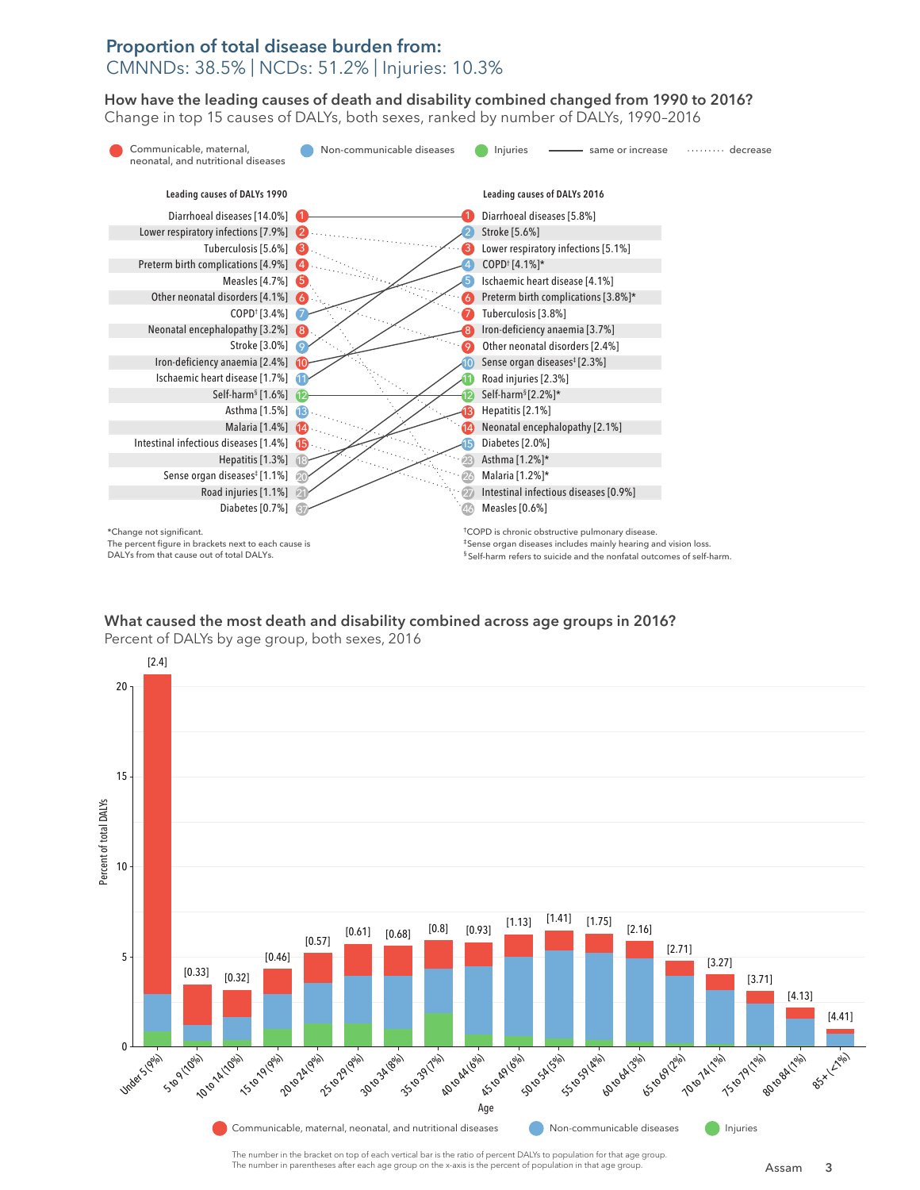## Proportion of total disease burden from:

CMNNDs: 38.5% | NCDs: 51.2% | Injuries: 10.3%

### How have the leading causes of death and disability combined changed from 1990 to 2016?

Change in top 15 causes of DALYs, both sexes, ranked by number of DALYs, 1990–2016

Legend: Communicable, maternal, neonatal, and nutritional diseases | Non-communicable diseases | Injuries | same or increase (solid line) | decrease (dotted line)

| Leading causes of DALYs 1990 | Rank | Rank | Leading causes of DALYs 2016 |
|---|---|---|---|
| Diarrhoeal diseases [14.0%] | 1 | 1 | Diarrhoeal diseases [5.8%] |
| Lower respiratory infections [7.9%] | 2 | 2 | Stroke [5.6%] |
| Tuberculosis [5.6%] | 3 | 3 | Lower respiratory infections [5.1%] |
| Preterm birth complications [4.9%] | 4 | 4 | COPD† [4.1%]* |
| Measles [4.7%] | 5 | 5 | Ischaemic heart disease [4.1%] |
| Other neonatal disorders [4.1%] | 6 | 6 | Preterm birth complications [3.8%]* |
| COPD† [3.4%] | 7 | 7 | Tuberculosis [3.8%] |
| Neonatal encephalopathy [3.2%] | 8 | 8 | Iron-deficiency anaemia [3.7%] |
| Stroke [3.0%] | 9 | 9 | Other neonatal disorders [2.4%] |
| Iron-deficiency anaemia [2.4%] | 10 | 10 | Sense organ diseases‡ [2.3%] |
| Ischaemic heart disease [1.7%] | 11 | 11 | Road injuries [2.3%] |
| Self-harm§ [1.6%] | 12 | 12 | Self-harm§ [2.2%]* |
| Asthma [1.5%] | 13 | 13 | Hepatitis [2.1%] |
| Malaria [1.4%] | 14 | 14 | Neonatal encephalopathy [2.1%] |
| Intestinal infectious diseases [1.4%] | 15 | 15 | Diabetes [2.0%] |
| Hepatitis [1.3%] | 18 | 23 | Asthma [1.2%]* |
| Sense organ diseases‡ [1.1%] | 20 | 26 | Malaria [1.2%]* |
| Road injuries [1.1%] | 21 | 27 | Intestinal infectious diseases [0.9%] |
| Diabetes [0.7%] | 37 | 46 | Measles [0.6%] |

*Change not significant.
The percent figure in brackets next to each cause is DALYs from that cause out of total DALYs.

†COPD is chronic obstructive pulmonary disease.
‡Sense organ diseases includes mainly hearing and vision loss.
§Self-harm refers to suicide and the nonfatal outcomes of self-harm.

### What caused the most death and disability combined across age groups in 2016?

Percent of DALYs by age group, both sexes, 2016

| Age | Ratio of percent DALYs to population |
|---|---|
| Under 5 (9%) | 2.4 |
| 5 to 9 (10%) | 0.33 |
| 10 to 14 (10%) | 0.32 |
| 15 to 19 (9%) | 0.46 |
| 20 to 24 (9%) | 0.57 |
| 25 to 29 (9%) | 0.61 |
| 30 to 34 (8%) | 0.68 |
| 35 to 39 (7%) | 0.8 |
| 40 to 44 (6%) | 0.93 |
| 45 to 49 (6%) | 1.13 |
| 50 to 54 (5%) | 1.41 |
| 55 to 59 (4%) | 1.75 |
| 60 to 64 (3%) | 2.16 |
| 65 to 69 (2%) | 2.71 |
| 70 to 74 (1%) | 3.27 |
| 75 to 79 (1%) | 3.71 |
| 80 to 84 (1%) | 4.13 |
| 85+ (<1%) | 4.41 |

Legend: Communicable, maternal, neonatal, and nutritional diseases | Non-communicable diseases | Injuries

The number in the bracket on top of each vertical bar is the ratio of percent DALYs to population for that age group.
The number in parentheses after each age group on the x-axis is the percent of population in that age group.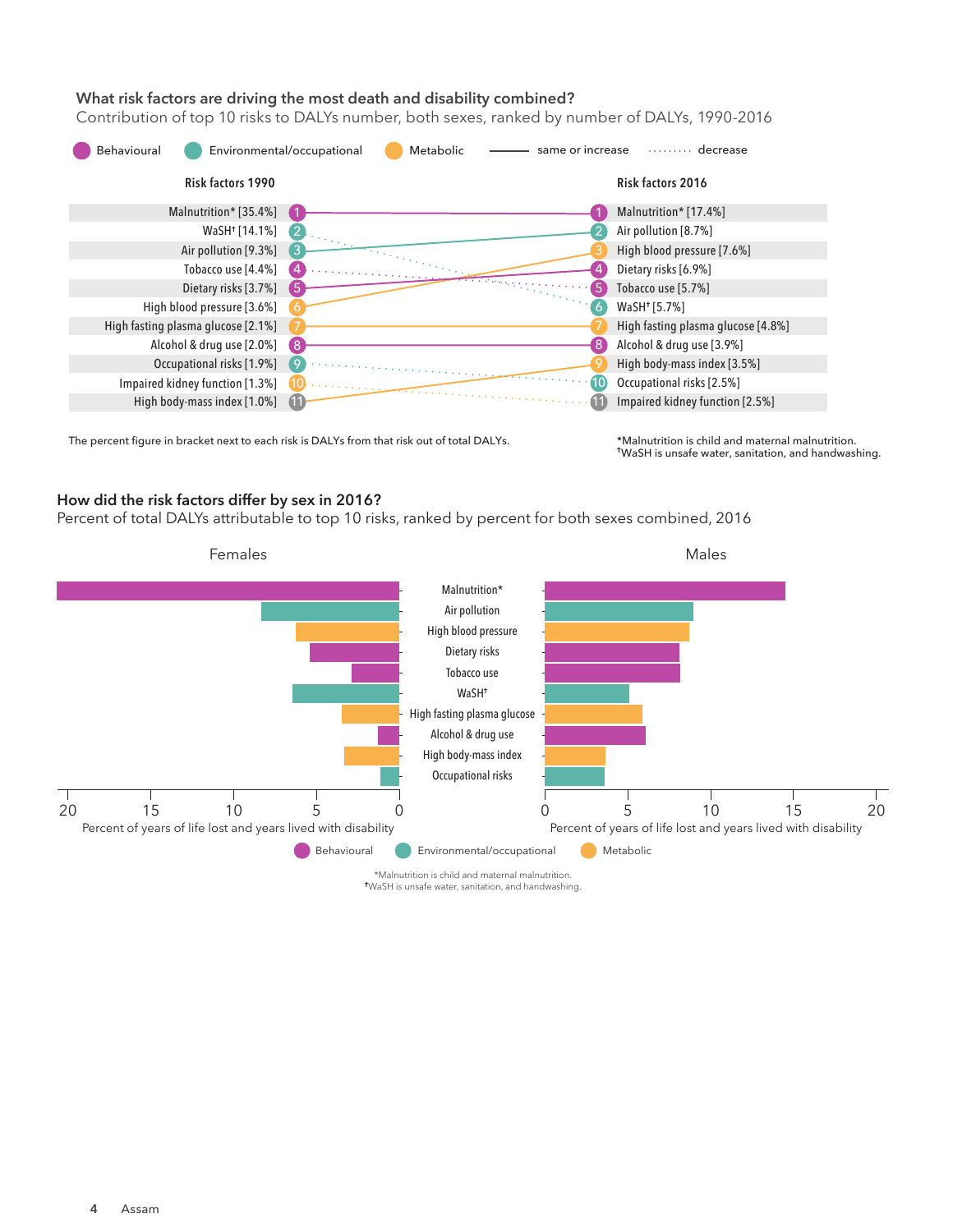## What risk factors are driving the most death and disability combined?

Contribution of top 10 risks to DALYs number, both sexes, ranked by number of DALYs, 1990-2016

Behavioural
Environmental/occupational
Metabolic
same or increase
decrease

Risk factors 1990

1 Malnutrition* [35.4%]
2 WaSH† [14.1%]
3 Air pollution [9.3%]
4 Tobacco use [4.4%]
5 Dietary risks [3.7%]
6 High blood pressure [3.6%]
7 High fasting plasma glucose [2.1%]
8 Alcohol & drug use [2.0%]
9 Occupational risks [1.9%]
10 Impaired kidney function [1.3%]
11 High body-mass index [1.0%]

Risk factors 2016

1 Malnutrition* [17.4%]
2 Air pollution [8.7%]
3 High blood pressure [7.6%]
4 Dietary risks [6.9%]
5 Tobacco use [5.7%]
6 WaSH† [5.7%]
7 High fasting plasma glucose [4.8%]
8 Alcohol & drug use [3.9%]
9 High body-mass index [3.5%]
10 Occupational risks [2.5%]
11 Impaired kidney function [2.5%]

The percent figure in bracket next to each risk is DALYs from that risk out of total DALYs.

*Malnutrition is child and maternal malnutrition.
†WaSH is unsafe water, sanitation, and handwashing.

## How did the risk factors differ by sex in 2016?

Percent of total DALYs attributable to top 10 risks, ranked by percent for both sexes combined, 2016

Females

Males

Malnutrition*
Air pollution
High blood pressure
Dietary risks
Tobacco use
WaSH†
High fasting plasma glucose
Alcohol & drug use
High body-mass index
Occupational risks

20 15 10 5 0
Percent of years of life lost and years lived with disability

0 5 10 15 20
Percent of years of life lost and years lived with disability

Behavioural
Environmental/occupational
Metabolic

*Malnutrition is child and maternal malnutrition.
†WaSH is unsafe water, sanitation, and handwashing.